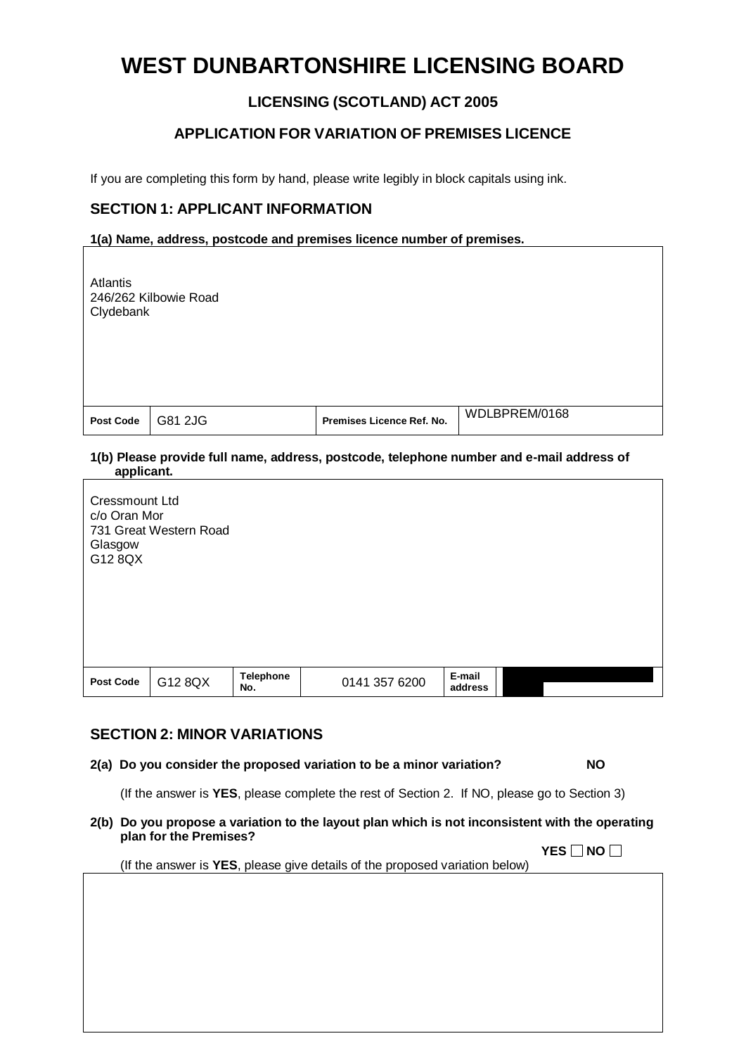# WEST DUNBARTONSHIRE LICENSING BOARD

## LICENSING (SCOTLAND) ACT 2005

## APPLICATION FOR VARIATION OF PREMISES LICENCE

If you are completing this form by hand, please write legibly in block capitals using ink.

### SECTION 1: APPLICANT INFORMATION

**1(a) Name, address, postcode and premises licence number of premises.**

Atlantis
246/262 Kilbowie Road
Clydebank

| **Post Code** | G81 2JG | **Premises Licence Ref. No.** | WDLBPREM/0168 |
|---|---|---|---|

**1(b) Please provide full name, address, postcode, telephone number and e-mail address of applicant.**

Cressmount Ltd
c/o Oran Mor
731 Great Western Road
Glasgow
G12 8QX

| **Post Code** | G12 8QX | **Telephone No.** | 0141 357 6200 | **E-mail address** | |
|---|---|---|---|---|---|

### SECTION 2: MINOR VARIATIONS

**2(a) Do you consider the proposed variation to be a minor variation?** **NO**

(If the answer is **YES**, please complete the rest of Section 2. If NO, please go to Section 3)

**2(b) Do you propose a variation to the layout plan which is not inconsistent with the operating plan for the Premises?**

**YES** ☐ **NO** ☐

(If the answer is **YES**, please give details of the proposed variation below)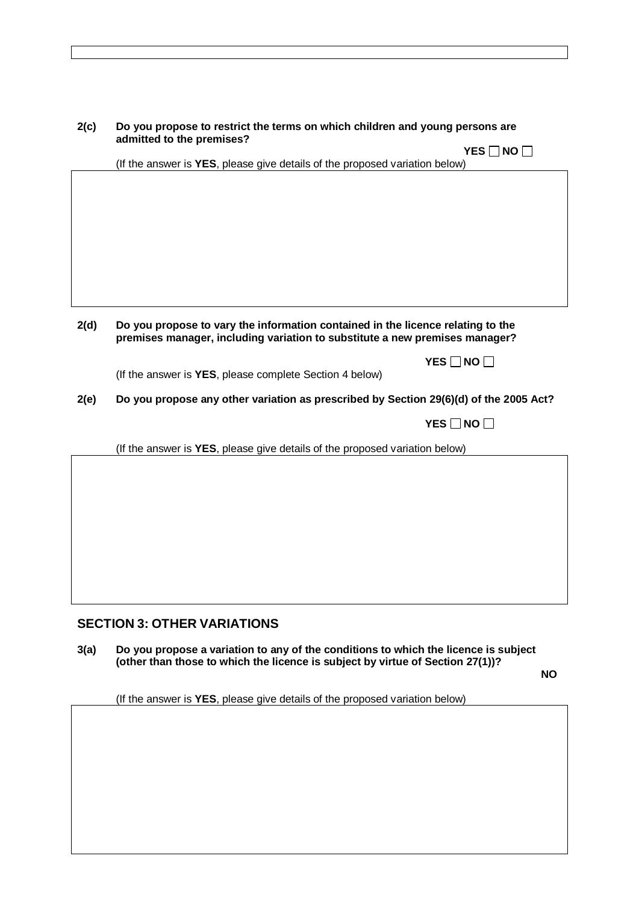**2(c)** **Do you propose to restrict the terms on which children and young persons are admitted to the premises?**

**YES** ☐ **NO** ☐

(If the answer is **YES**, please give details of the proposed variation below)

**2(d)** **Do you propose to vary the information contained in the licence relating to the premises manager, including variation to substitute a new premises manager?**

**YES** ☐ **NO** ☐

(If the answer is **YES**, please complete Section 4 below)

**2(e)** **Do you propose any other variation as prescribed by Section 29(6)(d) of the 2005 Act?**

**YES** ☐ **NO** ☐

(If the answer is **YES**, please give details of the proposed variation below)

## SECTION 3: OTHER VARIATIONS

**3(a)** **Do you propose a variation to any of the conditions to which the licence is subject (other than those to which the licence is subject by virtue of Section 27(1))?**

**NO**

(If the answer is **YES**, please give details of the proposed variation below)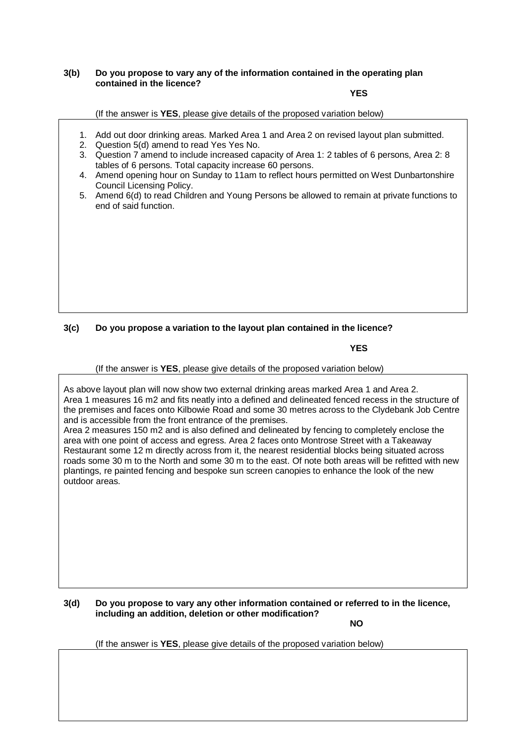**3(b) Do you propose to vary any of the information contained in the operating plan contained in the licence?**

**YES**

(If the answer is **YES**, please give details of the proposed variation below)

1. Add out door drinking areas. Marked Area 1 and Area 2 on revised layout plan submitted.
2. Question 5(d) amend to read Yes Yes No.
3. Question 7 amend to include increased capacity of Area 1: 2 tables of 6 persons, Area 2: 8 tables of 6 persons. Total capacity increase 60 persons.
4. Amend opening hour on Sunday to 11am to reflect hours permitted on West Dunbartonshire Council Licensing Policy.
5. Amend 6(d) to read Children and Young Persons be allowed to remain at private functions to end of said function.

**3(c) Do you propose a variation to the layout plan contained in the licence?**

**YES**

(If the answer is **YES**, please give details of the proposed variation below)

As above layout plan will now show two external drinking areas marked Area 1 and Area 2.
Area 1 measures 16 m2 and fits neatly into a defined and delineated fenced recess in the structure of the premises and faces onto Kilbowie Road and some 30 metres across to the Clydebank Job Centre and is accessible from the front entrance of the premises.
Area 2 measures 150 m2 and is also defined and delineated by fencing to completely enclose the area with one point of access and egress. Area 2 faces onto Montrose Street with a Takeaway Restaurant some 12 m directly across from it, the nearest residential blocks being situated across roads some 30 m to the North and some 30 m to the east. Of note both areas will be refitted with new plantings, re painted fencing and bespoke sun screen canopies to enhance the look of the new outdoor areas.

**3(d) Do you propose to vary any other information contained or referred to in the licence, including an addition, deletion or other modification?**

**NO**

(If the answer is **YES**, please give details of the proposed variation below)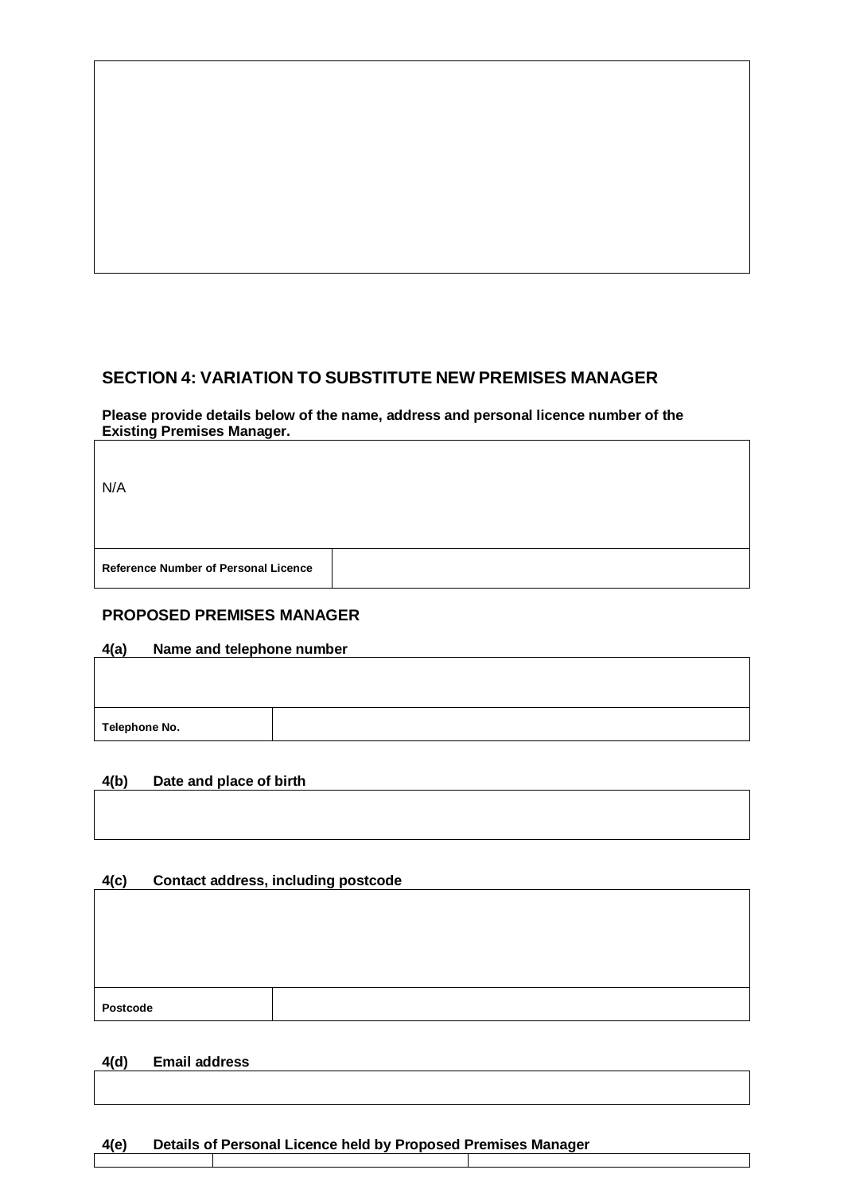## SECTION 4: VARIATION TO SUBSTITUTE NEW PREMISES MANAGER

**Please provide details below of the name, address and personal licence number of the Existing Premises Manager.**

| N/A | |
|---|---|
| **Reference Number of Personal Licence** | |

### PROPOSED PREMISES MANAGER

**4(a) Name and telephone number**

| | |
|---|---|
| **Telephone No.** | |

**4(b) Date and place of birth**

**4(c) Contact address, including postcode**

| | |
|---|---|
| **Postcode** | |

**4(d) Email address**

**4(e) Details of Personal Licence held by Proposed Premises Manager**

| | | |
|---|---|---|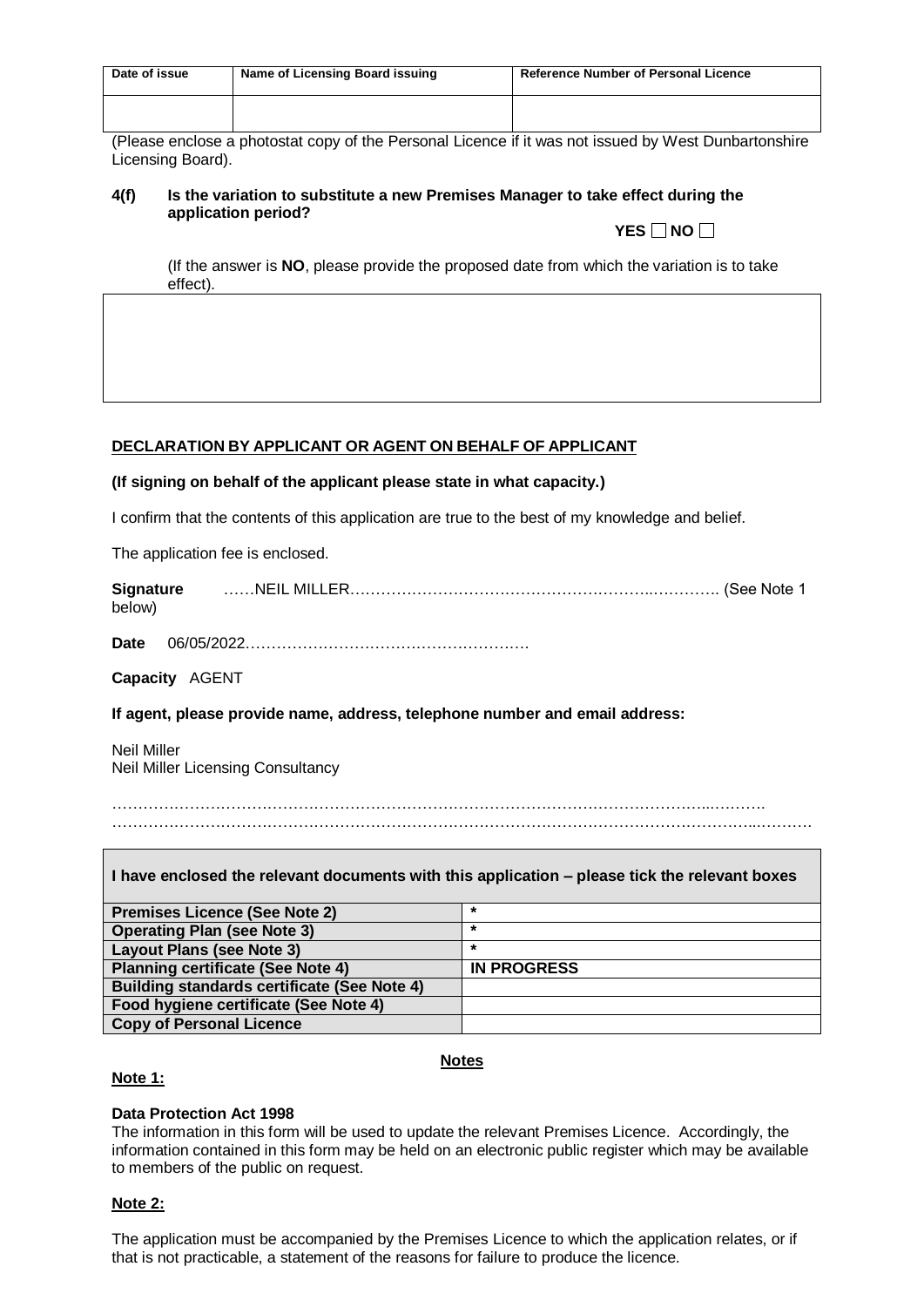| Date of issue | Name of Licensing Board issuing | Reference Number of Personal Licence |
|---|---|---|
| | | |

(Please enclose a photostat copy of the Personal Licence if it was not issued by West Dunbartonshire Licensing Board).

**4(f) Is the variation to substitute a new Premises Manager to take effect during the application period?**

**YES** ☐ **NO** ☐

(If the answer is **NO**, please provide the proposed date from which the variation is to take effect).

**DECLARATION BY APPLICANT OR AGENT ON BEHALF OF APPLICANT**

**(If signing on behalf of the applicant please state in what capacity.)**

I confirm that the contents of this application are true to the best of my knowledge and belief.

The application fee is enclosed.

**Signature** ……NEIL MILLER…………………………………………………..…………. (See Note 1 below)

**Date** 06/05/2022………………………………………………

**Capacity** AGENT

**If agent, please provide name, address, telephone number and email address:**

Neil Miller
Neil Miller Licensing Consultancy

……………………………………………………………………………………………………..……….
…………………………………………………………………………………………………………..……….

| I have enclosed the relevant documents with this application – please tick the relevant boxes | |
|---|---|
| **Premises Licence (See Note 2)** | * |
| **Operating Plan (see Note 3)** | * |
| **Layout Plans (see Note 3)** | * |
| **Planning certificate (See Note 4)** | **IN PROGRESS** |
| **Building standards certificate (See Note 4)** | |
| **Food hygiene certificate (See Note 4)** | |
| **Copy of Personal Licence** | |

**Notes**

**Note 1:**

**Data Protection Act 1998**

The information in this form will be used to update the relevant Premises Licence. Accordingly, the information contained in this form may be held on an electronic public register which may be available to members of the public on request.

**Note 2:**

The application must be accompanied by the Premises Licence to which the application relates, or if that is not practicable, a statement of the reasons for failure to produce the licence.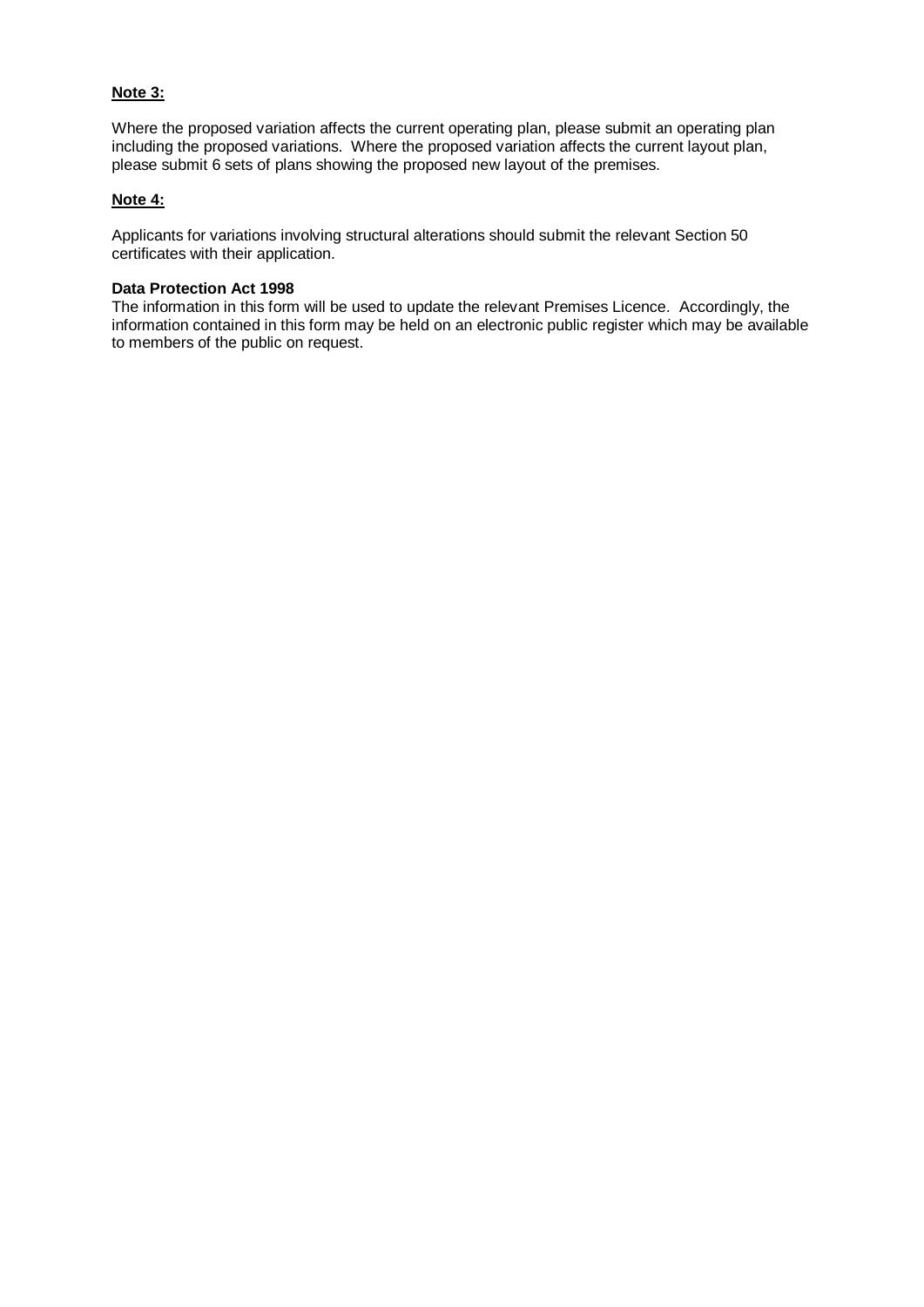**Note 3:**

Where the proposed variation affects the current operating plan, please submit an operating plan including the proposed variations. Where the proposed variation affects the current layout plan, please submit 6 sets of plans showing the proposed new layout of the premises.

**Note 4:**

Applicants for variations involving structural alterations should submit the relevant Section 50 certificates with their application.

**Data Protection Act 1998**

The information in this form will be used to update the relevant Premises Licence. Accordingly, the information contained in this form may be held on an electronic public register which may be available to members of the public on request.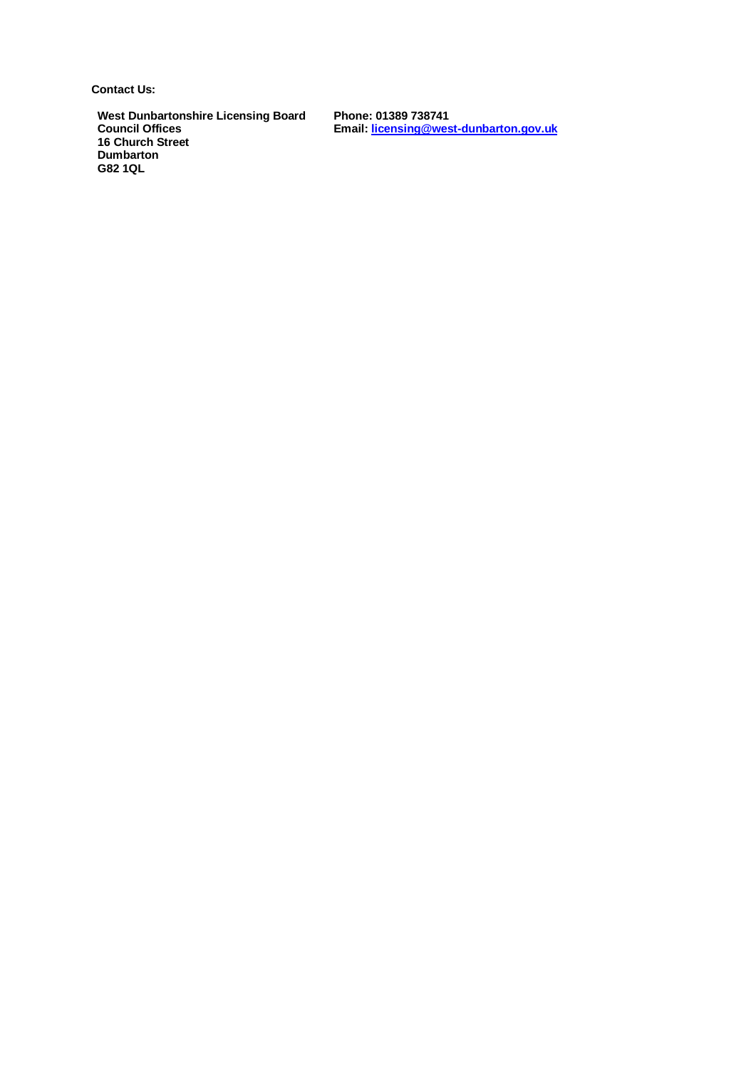**Contact Us:**

**West Dunbartonshire Licensing Board**
**Council Offices**
**16 Church Street**
**Dumbarton**
**G82 1QL**

**Phone: 01389 738741**
**Email: [licensing@west-dunbarton.gov.uk](mailto:licensing@west-dunbarton.gov.uk)**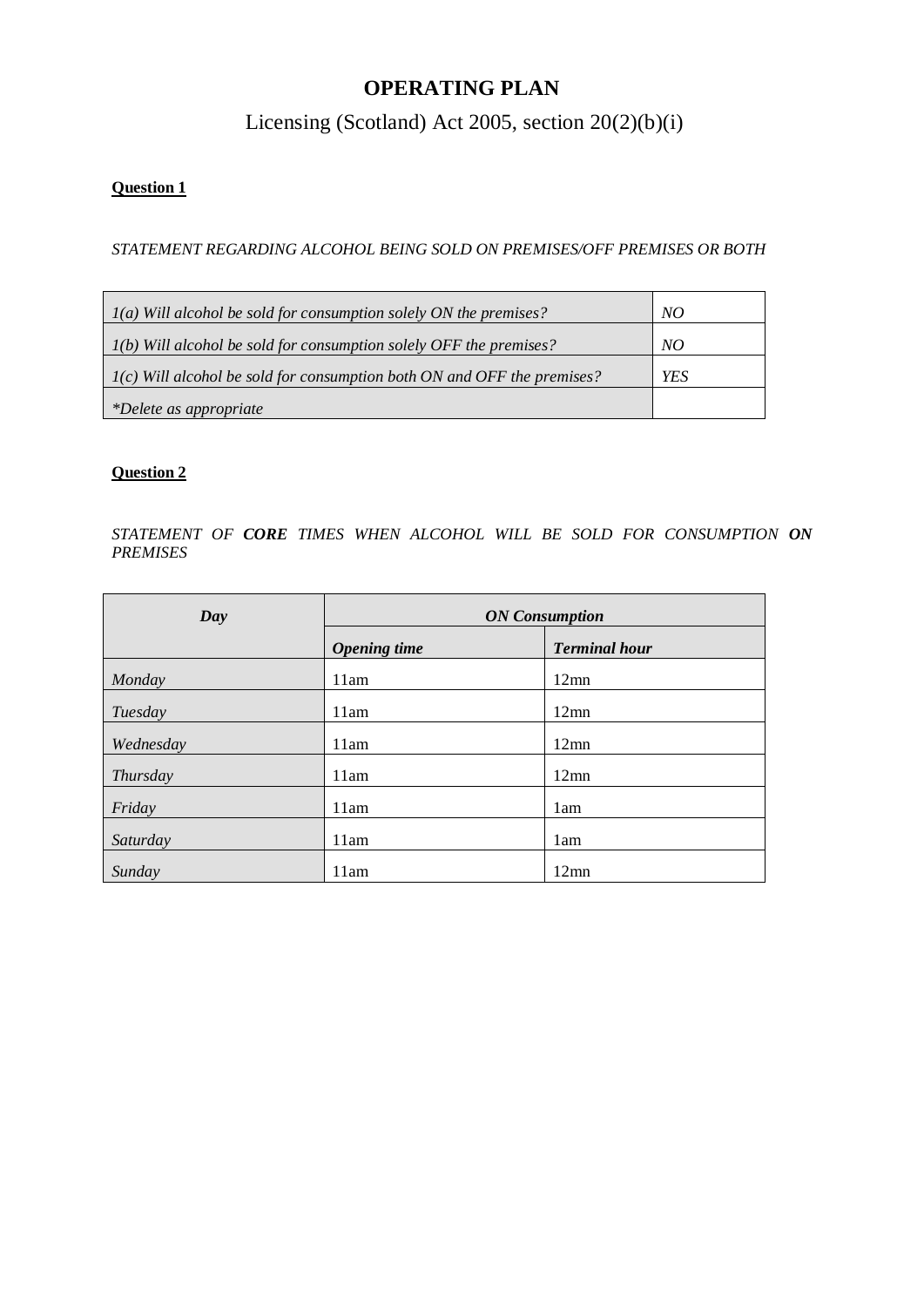# OPERATING PLAN

Licensing (Scotland) Act 2005, section 20(2)(b)(i)

**Question 1**

*STATEMENT REGARDING ALCOHOL BEING SOLD ON PREMISES/OFF PREMISES OR BOTH*

| | |
|---|---|
| *1(a) Will alcohol be sold for consumption solely ON the premises?* | *NO* |
| *1(b) Will alcohol be sold for consumption solely OFF the premises?* | *NO* |
| *1(c) Will alcohol be sold for consumption both ON and OFF the premises?* | *YES* |
| *\*Delete as appropriate* | |

**Question 2**

*STATEMENT OF* ***CORE*** *TIMES WHEN ALCOHOL WILL BE SOLD FOR CONSUMPTION* ***ON*** *PREMISES*

| ***Day*** | ***ON Consumption*** | |
|---|---|---|
| | ***Opening time*** | ***Terminal hour*** |
| *Monday* | 11am | 12mn |
| *Tuesday* | 11am | 12mn |
| *Wednesday* | 11am | 12mn |
| *Thursday* | 11am | 12mn |
| *Friday* | 11am | 1am |
| *Saturday* | 11am | 1am |
| *Sunday* | 11am | 12mn |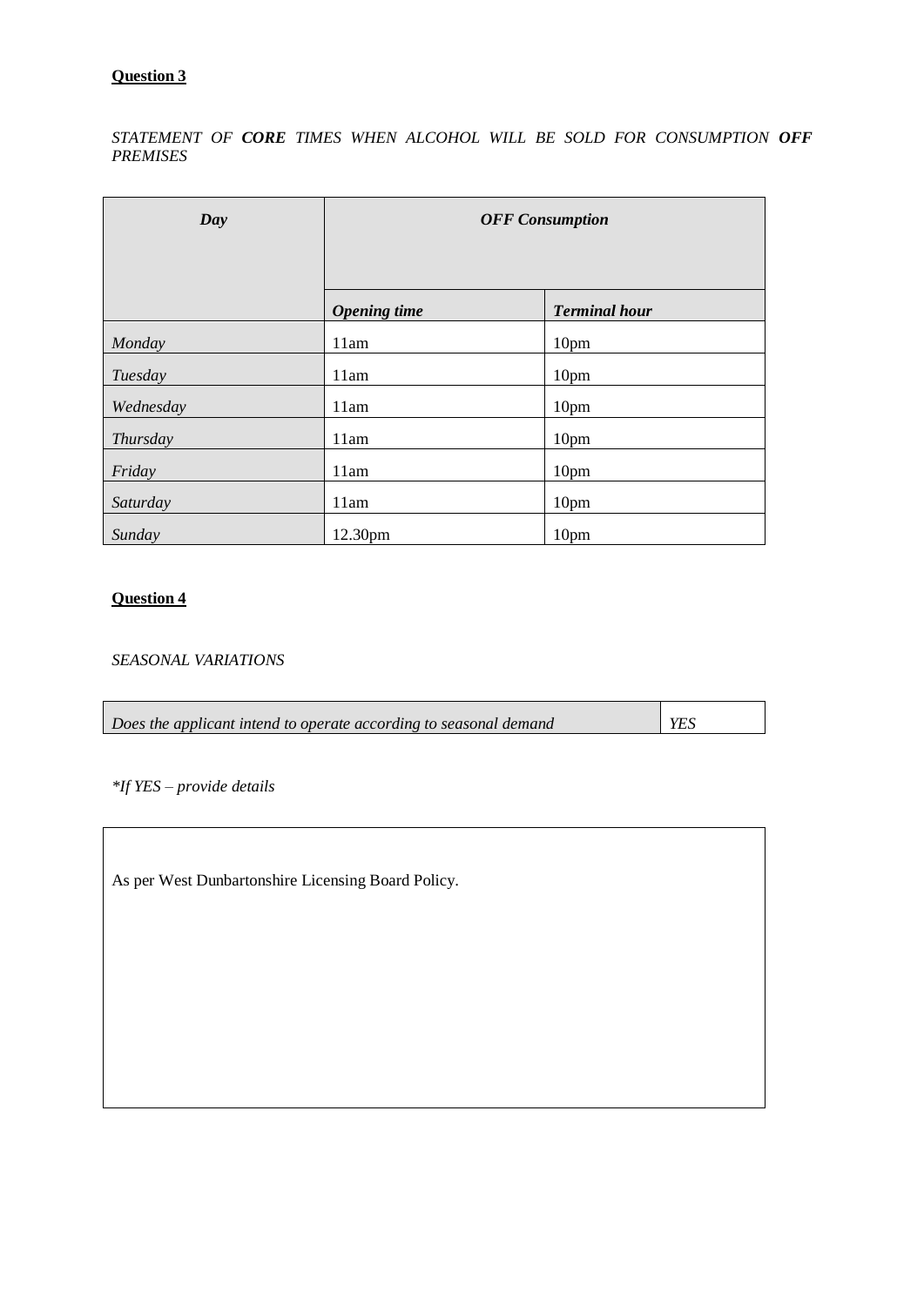**Question 3**

*STATEMENT OF **CORE** TIMES WHEN ALCOHOL WILL BE SOLD FOR CONSUMPTION **OFF** PREMISES*

| ***Day*** | ***OFF Consumption*** | |
|---|---|---|
| | ***Opening time*** | ***Terminal hour*** |
| *Monday* | 11am | 10pm |
| *Tuesday* | 11am | 10pm |
| *Wednesday* | 11am | 10pm |
| *Thursday* | 11am | 10pm |
| *Friday* | 11am | 10pm |
| *Saturday* | 11am | 10pm |
| *Sunday* | 12.30pm | 10pm |

**Question 4**

*SEASONAL VARIATIONS*

| *Does the applicant intend to operate according to seasonal demand* | *YES* |
|---|---|

**If YES – provide details*

As per West Dunbartonshire Licensing Board Policy.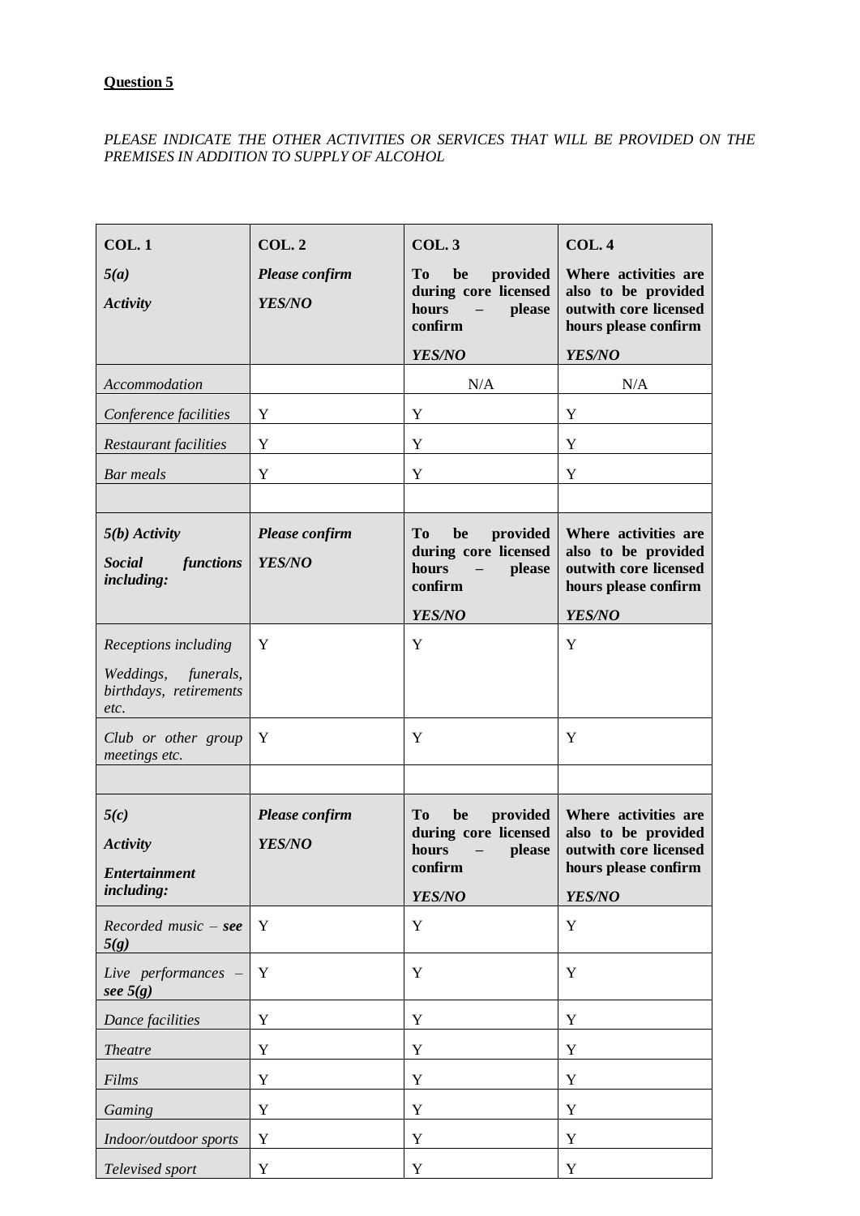**Question 5**

*PLEASE INDICATE THE OTHER ACTIVITIES OR SERVICES THAT WILL BE PROVIDED ON THE PREMISES IN ADDITION TO SUPPLY OF ALCOHOL*

| **COL. 1**<br>***5(a)***<br>***Activity*** | **COL. 2**<br>***Please confirm YES/NO*** | **COL. 3**<br>**To be provided during core licensed hours – please confirm**<br>***YES/NO*** | **COL. 4**<br>**Where activities are also to be provided outwith core licensed hours please confirm**<br>***YES/NO*** |
|---|---|---|---|
| *Accommodation* | | N/A | N/A |
| *Conference facilities* | Y | Y | Y |
| *Restaurant facilities* | Y | Y | Y |
| *Bar meals* | Y | Y | Y |
| | | | |
| ***5(b) Activity***<br>***Social functions including:*** | ***Please confirm YES/NO*** | **To be provided during core licensed hours – please confirm**<br>***YES/NO*** | **Where activities are also to be provided outwith core licensed hours please confirm**<br>***YES/NO*** |
| *Receptions including*<br>*Weddings, funerals, birthdays, retirements etc.* | Y | Y | Y |
| *Club or other group meetings etc.* | Y | Y | Y |
| | | | |
| ***5(c)***<br>***Activity***<br>***Entertainment including:*** | ***Please confirm YES/NO*** | **To be provided during core licensed hours – please confirm**<br>***YES/NO*** | **Where activities are also to be provided outwith core licensed hours please confirm**<br>***YES/NO*** |
| *Recorded music – **see 5(g)*** | Y | Y | Y |
| *Live performances – **see 5(g)*** | Y | Y | Y |
| *Dance facilities* | Y | Y | Y |
| *Theatre* | Y | Y | Y |
| *Films* | Y | Y | Y |
| *Gaming* | Y | Y | Y |
| *Indoor/outdoor sports* | Y | Y | Y |
| *Televised sport* | Y | Y | Y |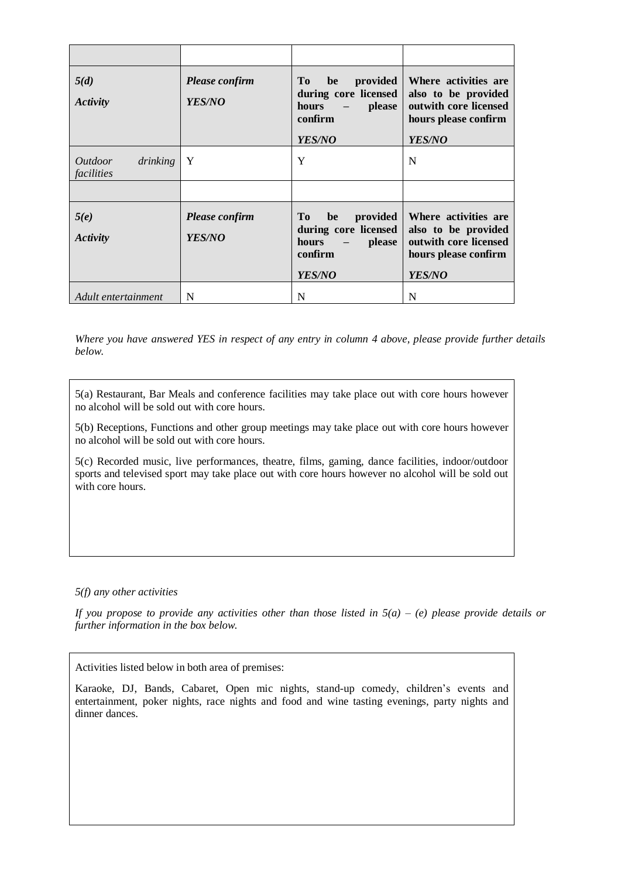| | | | |
|---|---|---|---|
| ***5(d)*** <br> ***Activity*** | ***Please confirm*** <br> ***YES/NO*** | **To be provided during core licensed hours – please confirm** <br> ***YES/NO*** | **Where activities are also to be provided outwith core licensed hours please confirm** <br> ***YES/NO*** |
| *Outdoor drinking facilities* | Y | Y | N |
| | | | |
| ***5(e)*** <br> ***Activity*** | ***Please confirm*** <br> ***YES/NO*** | **To be provided during core licensed hours – please confirm** <br> ***YES/NO*** | **Where activities are also to be provided outwith core licensed hours please confirm** <br> ***YES/NO*** |
| *Adult entertainment* | N | N | N |

*Where you have answered YES in respect of any entry in column 4 above, please provide further details below.*

5(a) Restaurant, Bar Meals and conference facilities may take place out with core hours however no alcohol will be sold out with core hours.

5(b) Receptions, Functions and other group meetings may take place out with core hours however no alcohol will be sold out with core hours.

5(c) Recorded music, live performances, theatre, films, gaming, dance facilities, indoor/outdoor sports and televised sport may take place out with core hours however no alcohol will be sold out with core hours.

*5(f) any other activities*

*If you propose to provide any activities other than those listed in 5(a) – (e) please provide details or further information in the box below.*

Activities listed below in both area of premises:

Karaoke, DJ, Bands, Cabaret, Open mic nights, stand-up comedy, children's events and entertainment, poker nights, race nights and food and wine tasting evenings, party nights and dinner dances.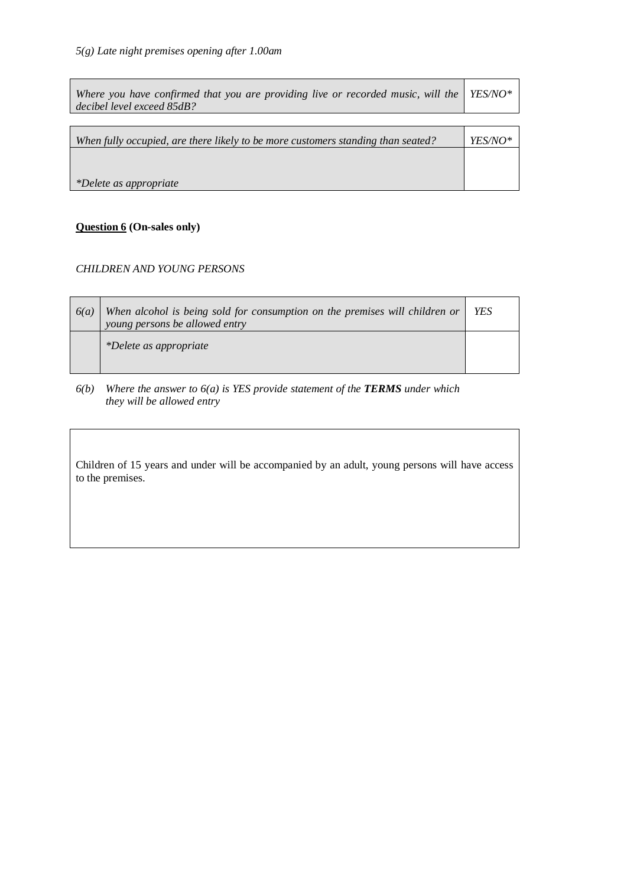*5(g) Late night premises opening after 1.00am*

| | |
|---|---|
| *Where you have confirmed that you are providing live or recorded music, will the decibel level exceed 85dB?* | *YES/NO** |

| | |
|---|---|
| *When fully occupied, are there likely to be more customers standing than seated?* | *YES/NO** |
| *\*Delete as appropriate* | |

**<u>Question 6</u> (On-sales only)**

*CHILDREN AND YOUNG PERSONS*

| | | |
|---|---|---|
| *6(a)* | *When alcohol is being sold for consumption on the premises will children or young persons be allowed entry* | *YES* |
| | *\*Delete as appropriate* | |

*6(b)* *Where the answer to 6(a) is YES provide statement of the* ***TERMS*** *under which they will be allowed entry*

Children of 15 years and under will be accompanied by an adult, young persons will have access to the premises.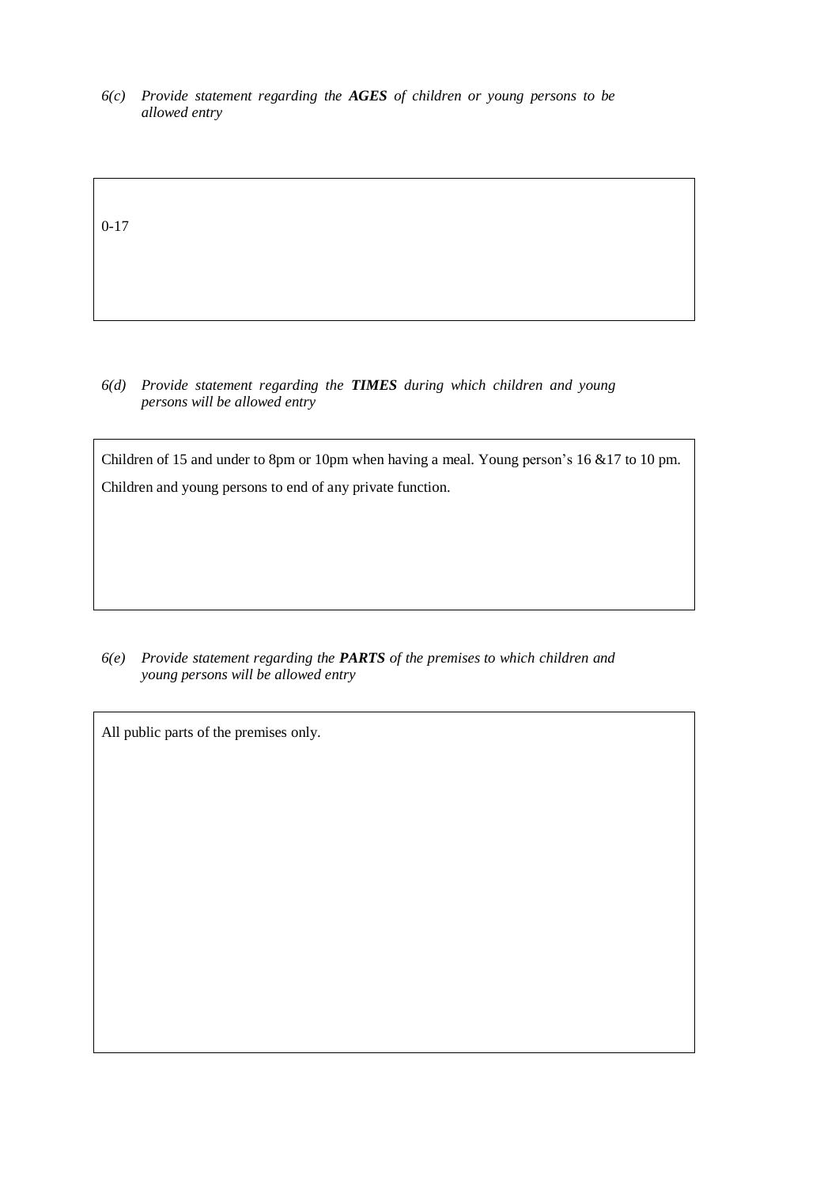*6(c) Provide statement regarding the **AGES** of children or young persons to be allowed entry*

0-17

*6(d) Provide statement regarding the **TIMES** during which children and young persons will be allowed entry*

Children of 15 and under to 8pm or 10pm when having a meal. Young person's 16 &17 to 10 pm.

Children and young persons to end of any private function.

*6(e) Provide statement regarding the **PARTS** of the premises to which children and young persons will be allowed entry*

All public parts of the premises only.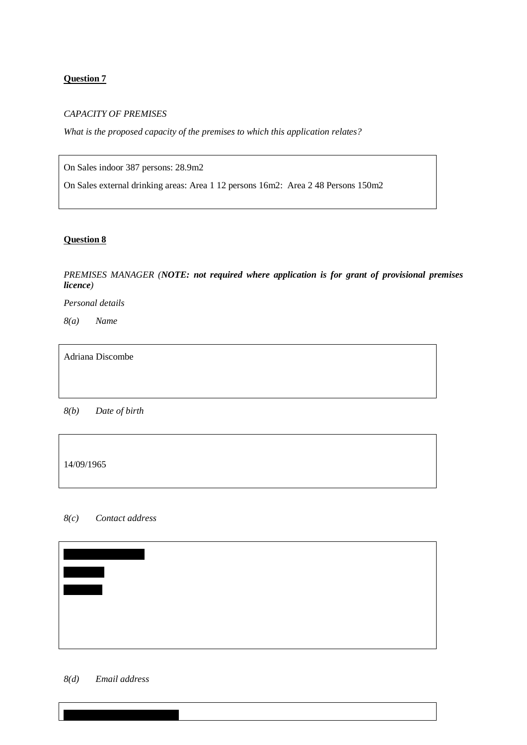**Question 7**

*CAPACITY OF PREMISES*

*What is the proposed capacity of the premises to which this application relates?*

On Sales indoor 387 persons: 28.9m2

On Sales external drinking areas: Area 1 12 persons 16m2: Area 2 48 Persons 150m2

**Question 8**

*PREMISES MANAGER (**NOTE: not required where application is for grant of provisional premises licence**)*

*Personal details*

*8(a) Name*

Adriana Discombe

*8(b) Date of birth*

14/09/1965

*8(c) Contact address*

*8(d) Email address*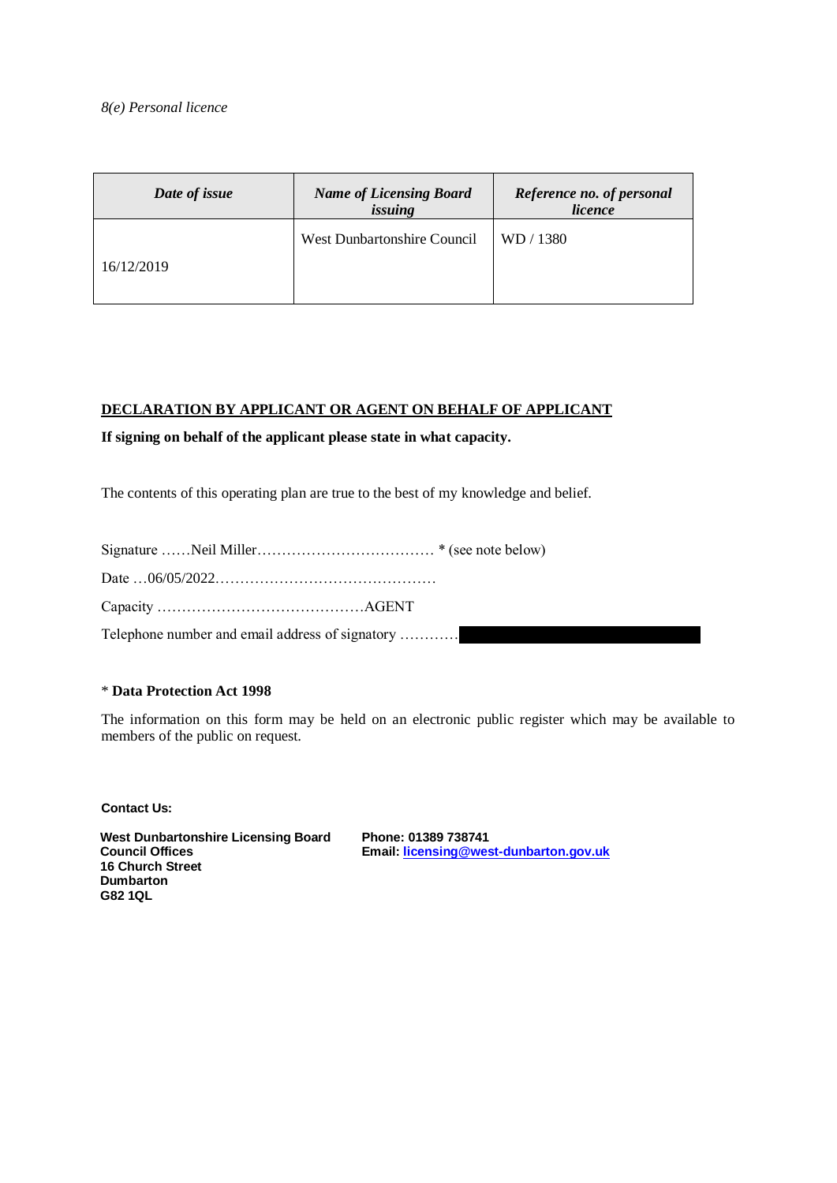*8(e) Personal licence*

| ***Date of issue*** | ***Name of Licensing Board issuing*** | ***Reference no. of personal licence*** |
|---|---|---|
| 16/12/2019 | West Dunbartonshire Council | WD / 1380 |

**DECLARATION BY APPLICANT OR AGENT ON BEHALF OF APPLICANT**

**If signing on behalf of the applicant please state in what capacity.**

The contents of this operating plan are true to the best of my knowledge and belief.

Signature ……Neil Miller……………………………… * (see note below)

Date …06/05/2022………………………………………

Capacity ……………………………………AGENT

Telephone number and email address of signatory …………

\* **Data Protection Act 1998**

The information on this form may be held on an electronic public register which may be available to members of the public on request.

**Contact Us:**

**West Dunbartonshire Licensing Board**
**Council Offices**
**16 Church Street**
**Dumbarton**
**G82 1QL**

**Phone: 01389 738741**
**Email: licensing@west-dunbarton.gov.uk**